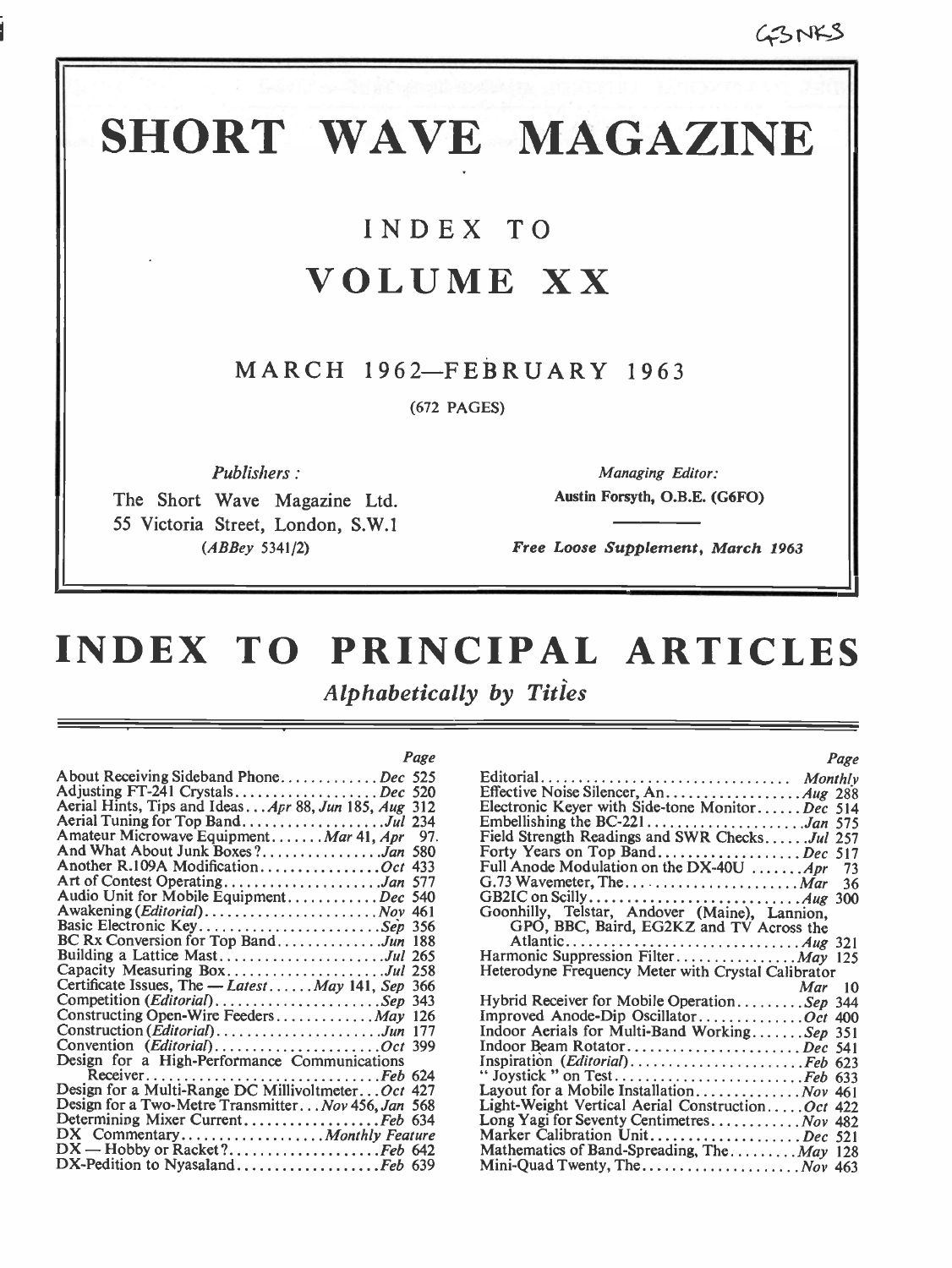G3NKS

# SHORT WAVE MAGAZINE

## INDEX TO

## VOLUME XX

MARCH 1962—FEBRUARY 1963

(672 PAGES)

*Publishers:*

The Short Wave Magazine Ltd.
55 Victoria Street, London, S.W.1
(*ABBey* 5341/2)

*Managing Editor:*
**Austin Forsyth, O.B.E. (G6FO)**

*Free Loose Supplement, March 1963*

# INDEX TO PRINCIPAL ARTICLES

*Alphabetically by Titles*

| | Page |
|---|---|
| About Receiving Sideband Phone | *Dec* 525 |
| Adjusting FT-241 Crystals | *Dec* 520 |
| Aerial Hints, Tips and Ideas | *Apr* 88, *Jun* 185, *Aug* 312 |
| Aerial Tuning for Top Band | *Jul* 234 |
| Amateur Microwave Equipment | *Mar* 41, *Apr* 97. |
| And What About Junk Boxes? | *Jan* 580 |
| Another R.109A Modification | *Oct* 433 |
| Art of Contest Operating | *Jan* 577 |
| Audio Unit for Mobile Equipment | *Dec* 540 |
| Awakening (*Editorial*) | *Nov* 461 |
| Basic Electronic Key | *Sep* 356 |
| BC Rx Conversion for Top Band | *Jun* 188 |
| Building a Lattice Mast | *Jul* 265 |
| Capacity Measuring Box | *Jul* 258 |
| Certificate Issues, The — *Latest* | *May* 141, *Sep* 366 |
| Competition (*Editorial*) | *Sep* 343 |
| Constructing Open-Wire Feeders | *May* 126 |
| Construction (*Editorial*) | *Jun* 177 |
| Convention (*Editorial*) | *Oct* 399 |
| Design for a High-Performance Communications Receiver | *Feb* 624 |
| Design for a Multi-Range DC Millivoltmeter | *Oct* 427 |
| Design for a Two-Metre Transmitter | *Nov* 456, *Jan* 568 |
| Determining Mixer Current | *Feb* 634 |
| DX Commentary | *Monthly Feature* |
| DX — Hobby or Racket? | *Feb* 642 |
| DX-Pedition to Nyasaland | *Feb* 639 |
| Editorial | *Monthly* |
| Effective Noise Silencer, An | *Aug* 288 |
| Electronic Keyer with Side-tone Monitor | *Dec* 514 |
| Embellishing the BC-221 | *Jan* 575 |
| Field Strength Readings and SWR Checks | *Jul* 257 |
| Forty Years on Top Band | *Dec* 517 |
| Full Anode Modulation on the DX-40U | *Apr* 73 |
| G.73 Wavemeter, The | *Mar* 36 |
| GB2IC on Scilly | *Aug* 300 |
| Goonhilly, Telstar, Andover (Maine), Lannion, GPO, BBC, Baird, EG2KZ and TV Across the Atlantic | *Aug* 321 |
| Harmonic Suppression Filter | *May* 125 |
| Heterodyne Frequency Meter with Crystal Calibrator | *Mar* 10 |
| Hybrid Receiver for Mobile Operation | *Sep* 344 |
| Improved Anode-Dip Oscillator | *Oct* 400 |
| Indoor Aerials for Multi-Band Working | *Sep* 351 |
| Indoor Beam Rotator | *Dec* 541 |
| Inspiration (*Editorial*) | *Feb* 623 |
| "Joystick" on Test | *Feb* 633 |
| Layout for a Mobile Installation | *Nov* 461 |
| Light-Weight Vertical Aerial Construction | *Oct* 422 |
| Long Yagi for Seventy Centimetres | *Nov* 482 |
| Marker Calibration Unit | *Dec* 521 |
| Mathematics of Band-Spreading, The | *May* 128 |
| Mini-Quad Twenty, The | *Nov* 463 |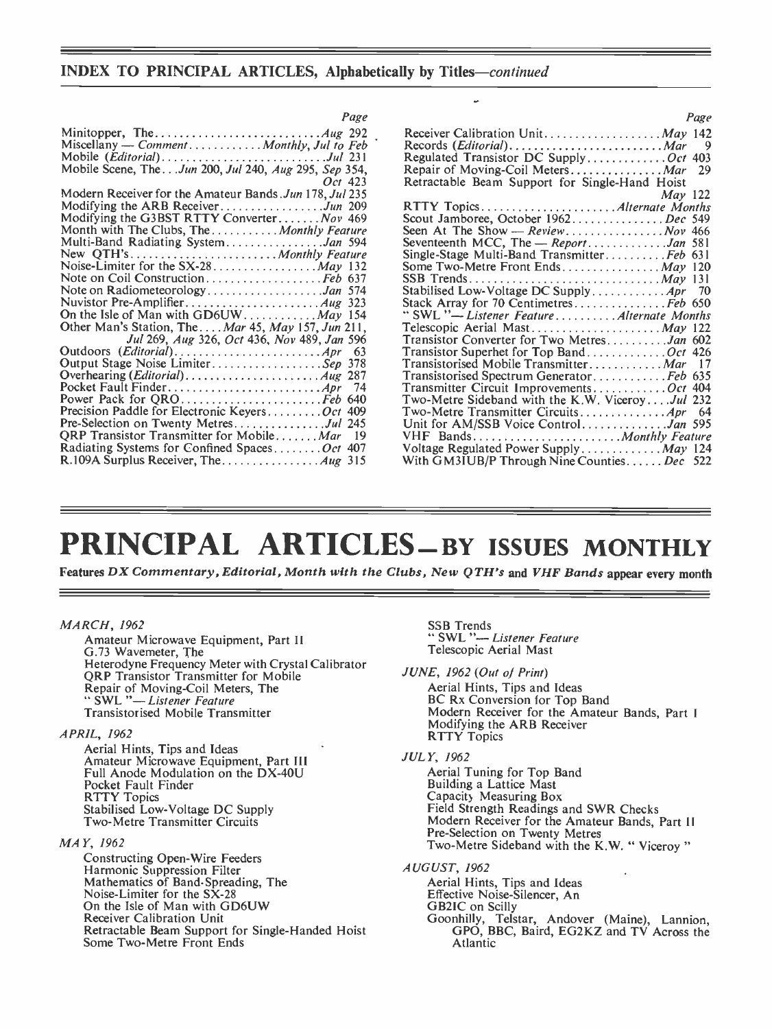## INDEX TO PRINCIPAL ARTICLES, Alphabetically by Titles—*continued*

| | Page |
|---|---|
| Minitopper, The | *Aug* 292 |
| Miscellany — *Comment* | *Monthly, Jul to Feb* |
| Mobile (*Editorial*) | *Jul* 231 |
| Mobile Scene, The | *Jun* 200, *Jul* 240, *Aug* 295, *Sep* 354, *Oct* 423 |
| Modern Receiver for the Amateur Bands | *Jun* 178, *Jul* 235 |
| Modifying the ARB Receiver | *Jun* 209 |
| Modifying the G3BST RTTY Converter | *Nov* 469 |
| Month with The Clubs, The | *Monthly Feature* |
| Multi-Band Radiating System | *Jan* 594 |
| New QTH's | *Monthly Feature* |
| Noise-Limiter for the SX-28 | *May* 132 |
| Note on Coil Construction | *Feb* 637 |
| Note on Radiometeorology | *Jan* 574 |
| Nuvistor Pre-Amplifier | *Aug* 323 |
| On the Isle of Man with GD6UW | *May* 154 |
| Other Man's Station, The | *Mar* 45, *May* 157, *Jun* 211, *Jul* 269, *Aug* 326, *Oct* 436, *Nov* 489, *Jan* 596 |
| Outdoors (*Editorial*) | *Apr* 63 |
| Output Stage Noise Limiter | *Sep* 378 |
| Overhearing (*Editorial*) | *Aug* 287 |
| Pocket Fault Finder | *Apr* 74 |
| Power Pack for QRO | *Feb* 640 |
| Precision Paddle for Electronic Keyers | *Oct* 409 |
| Pre-Selection on Twenty Metres | *Jul* 245 |
| QRP Transistor Transmitter for Mobile | *Mar* 19 |
| Radiating Systems for Confined Spaces | *Oct* 407 |
| R.109A Surplus Receiver, The | *Aug* 315 |
| Receiver Calibration Unit | *May* 142 |
| Records (*Editorial*) | *Mar* 9 |
| Regulated Transistor DC Supply | *Oct* 403 |
| Repair of Moving-Coil Meters | *Mar* 29 |
| Retractable Beam Support for Single-Hand Hoist | *May* 122 |
| RTTY Topics | *Alternate Months* |
| Scout Jamboree, October 1962 | *Dec* 549 |
| Seen At The Show — *Review* | *Nov* 466 |
| Seventeenth MCC, The — *Report* | *Jan* 581 |
| Single-Stage Multi-Band Transmitter | *Feb* 631 |
| Some Two-Metre Front Ends | *May* 120 |
| SSB Trends | *May* 131 |
| Stabilised Low-Voltage DC Supply | *Apr* 70 |
| Stack Array for 70 Centimetres | *Feb* 650 |
| "SWL"— *Listener Feature* | *Alternate Months* |
| Telescopic Aerial Mast | *May* 122 |
| Transistor Converter for Two Metres | *Jan* 602 |
| Transistor Superhet for Top Band | *Oct* 426 |
| Transistorised Mobile Transmitter | *Mar* 17 |
| Transistorised Spectrum Generator | *Feb* 635 |
| Transmitter Circuit Improvements | *Oct* 404 |
| Two-Metre Sideband with the K.W. Viceroy | *Jul* 232 |
| Two-Metre Transmitter Circuits | *Apr* 64 |
| Unit for AM/SSB Voice Control | *Jan* 595 |
| VHF Bands | *Monthly Feature* |
| Voltage Regulated Power Supply | *May* 124 |
| With GM3IUB/P Through Nine Counties | *Dec* 522 |

# PRINCIPAL ARTICLES—BY ISSUES MONTHLY

**Features *DX Commentary, Editorial, Month with the Clubs, New QTH's* and *VHF Bands* appear every month**

*MARCH, 1962*

- Amateur Microwave Equipment, Part II
- G.73 Wavemeter, The
- Heterodyne Frequency Meter with Crystal Calibrator
- QRP Transistor Transmitter for Mobile
- Repair of Moving-Coil Meters, The
- "SWL"— *Listener Feature*
- Transistorised Mobile Transmitter

*APRIL, 1962*

- Aerial Hints, Tips and Ideas
- Amateur Microwave Equipment, Part III
- Full Anode Modulation on the DX-40U
- Pocket Fault Finder
- RTTY Topics
- Stabilised Low-Voltage DC Supply
- Two-Metre Transmitter Circuits

*MAY, 1962*

- Constructing Open-Wire Feeders
- Harmonic Suppression Filter
- Mathematics of Band-Spreading, The
- Noise-Limiter for the SX-28
- On the Isle of Man with GD6UW
- Receiver Calibration Unit
- Retractable Beam Support for Single-Handed Hoist
- Some Two-Metre Front Ends
- SSB Trends
- "SWL"— *Listener Feature*
- Telescopic Aerial Mast

*JUNE, 1962 (Out of Print)*

- Aerial Hints, Tips and Ideas
- BC Rx Conversion for Top Band
- Modern Receiver for the Amateur Bands, Part I
- Modifying the ARB Receiver
- RTTY Topics

*JULY, 1962*

- Aerial Tuning for Top Band
- Building a Lattice Mast
- Capacity Measuring Box
- Field Strength Readings and SWR Checks
- Modern Receiver for the Amateur Bands, Part II
- Pre-Selection on Twenty Metres
- Two-Metre Sideband with the K.W. "Viceroy"

*AUGUST, 1962*

- Aerial Hints, Tips and Ideas
- Effective Noise-Silencer, An
- GB2IC on Scilly
- Goonhilly, Telstar, Andover (Maine), Lannion, GPO, BBC, Baird, EG2KZ and TV Across the Atlantic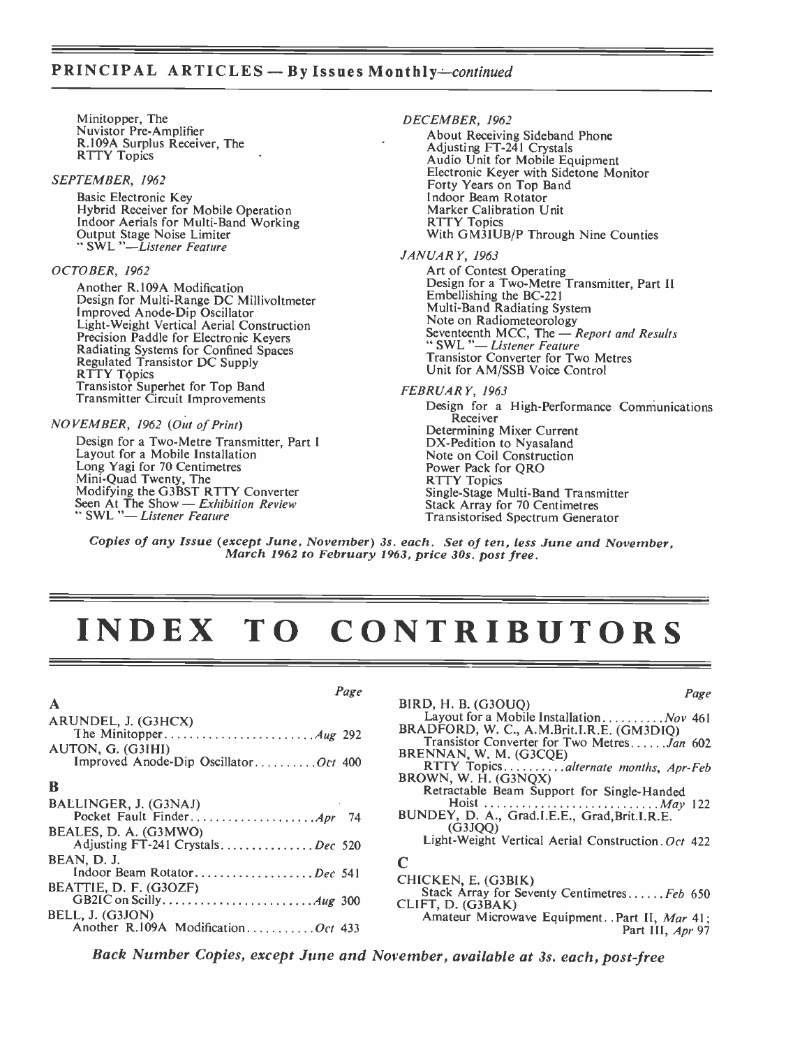## PRINCIPAL ARTICLES — By Issues Monthly—*continued*

Minitopper, The
Nuvistor Pre-Amplifier
R.109A Surplus Receiver, The
RTTY Topics

*SEPTEMBER, 1962*

Basic Electronic Key
Hybrid Receiver for Mobile Operation
Indoor Aerials for Multi-Band Working
Output Stage Noise Limiter
" SWL "—*Listener Feature*

*OCTOBER, 1962*

Another R.109A Modification
Design for Multi-Range DC Millivoltmeter
Improved Anode-Dip Oscillator
Light-Weight Vertical Aerial Construction
Precision Paddle for Electronic Keyers
Radiating Systems for Confined Spaces
Regulated Transistor DC Supply
RTTY Topics
Transistor Superhet for Top Band
Transmitter Circuit Improvements

*NOVEMBER, 1962 (Out of Print)*

Design for a Two-Metre Transmitter, Part I
Layout for a Mobile Installation
Long Yagi for 70 Centimetres
Mini-Quad Twenty, The
Modifying the G3BST RTTY Converter
Seen At The Show — *Exhibition Review*
" SWL "— *Listener Feature*

*DECEMBER, 1962*

About Receiving Sideband Phone
Adjusting FT-241 Crystals
Audio Unit for Mobile Equipment
Electronic Keyer with Sidetone Monitor
Forty Years on Top Band
Indoor Beam Rotator
Marker Calibration Unit
RTTY Topics
With GM3IUB/P Through Nine Counties

*JANUARY, 1963*

Art of Contest Operating
Design for a Two-Metre Transmitter, Part II
Embellishing the BC-221
Multi-Band Radiating System
Note on Radiometeorology
Seventeenth MCC, The — *Report and Results*
" SWL "— *Listener Feature*
Transistor Converter for Two Metres
Unit for AM/SSB Voice Control

*FEBRUARY, 1963*

Design for a High-Performance Communications Receiver
Determining Mixer Current
DX-Pedition to Nyasaland
Note on Coil Construction
Power Pack for QRO
RTTY Topics
Single-Stage Multi-Band Transmitter
Stack Array for 70 Centimetres
Transistorised Spectrum Generator

***Copies of any Issue (except June, November) 3s. each. Set of ten, less June and November, March 1962 to February 1963, price 30s. post free.***

# INDEX TO CONTRIBUTORS

*Page*

**A**

ARUNDEL, J. (G3HCX)
The Minitopper .......... *Aug* 292

AUTON, G. (G3IHI)
Improved Anode-Dip Oscillator .......... *Oct* 400

**B**

BALLINGER, J. (G3NAJ)
Pocket Fault Finder .......... *Apr* 74

BEALES, D. A. (G3MWO)
Adjusting FT-241 Crystals .......... *Dec* 520

BEAN, D. J.
Indoor Beam Rotator .......... *Dec* 541

BEATTIE, D. F. (G3OZF)
GB2IC on Scilly .......... *Aug* 300

BELL, J. (G3JON)
Another R.109A Modification .......... *Oct* 433

BIRD, H. B. (G3OUQ)
Layout for a Mobile Installation .......... *Nov* 461

BRADFORD, W. C., A.M.Brit.I.R.E. (GM3DIQ)
Transistor Converter for Two Metres .......... *Jan* 602

BRENNAN, W. M. (G3CQE)
RTTY Topics .......... *alternate months, Apr-Feb*

BROWN, W. H. (G3NQX)
Retractable Beam Support for Single-Handed Hoist .......... *May* 122

BUNDEY, D. A., Grad.I.E.E., Grad.Brit.I.R.E. (G3JQQ)
Light-Weight Vertical Aerial Construction. *Oct* 422

**C**

CHICKEN, E. (G3BIK)
Stack Array for Seventy Centimetres .......... *Feb* 650

CLIFT, D. (G3BAK)
Amateur Microwave Equipment. .Part II, *Mar* 41; Part III, *Apr* 97

***Back Number Copies, except June and November, available at 3s. each, post-free***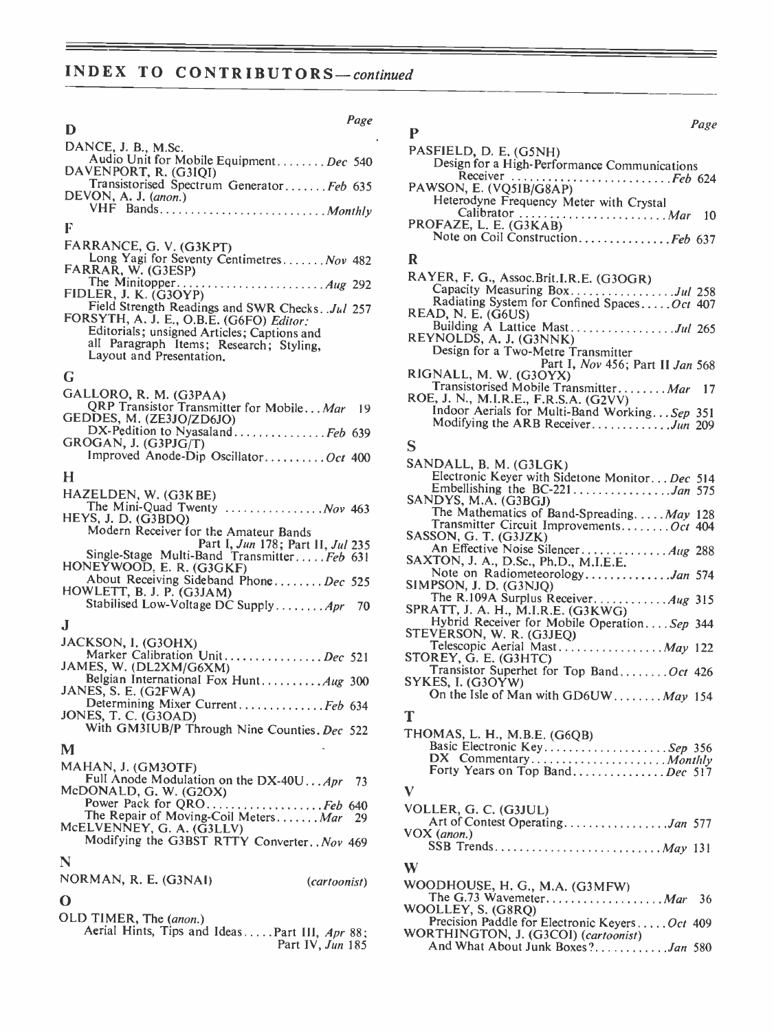## INDEX TO CONTRIBUTORS—*continued*

*Page*

### D

DANCE, J. B., M.Sc.
Audio Unit for Mobile Equipment........*Dec* 540

DAVENPORT, R. (G3IQI)
Transistorised Spectrum Generator.......*Feb* 635

DEVON, A. J. (*anon.*)
VHF Bands...........................*Monthly*

### F

FARRANCE, G. V. (G3KPT)
Long Yagi for Seventy Centimetres.......*Nov* 482

FARRAR, W. (G3ESP)
The Minitopper.........................*Aug* 292

FIDLER, J. K. (G3OYP)
Field Strength Readings and SWR Checks..*Jul* 257

FORSYTH, A. J. E., O.B.E. (G6FO) *Editor:*
Editorials; unsigned Articles; Captions and all Paragraph Items; Research; Styling, Layout and Presentation.

### G

GALLORO, R. M. (G3PAA)
QRP Transistor Transmitter for Mobile...*Mar* 19

GEDDES, M. (ZE3JO/ZD6JO)
DX-Pedition to Nyasaland...............*Feb* 639

GROGAN, J. (G3PJG/T)
Improved Anode-Dip Oscillator..........*Oct* 400

### H

HAZELDEN, W. (G3KBE)
The Mini-Quad Twenty ................*Nov* 463

HEYS, J. D. (G3BDQ)
Modern Receiver for the Amateur Bands
Part I, *Jun* 178; Part II, *Jul* 235
Single-Stage Multi-Band Transmitter.....*Feb* 631

HONEYWOOD, E. R. (G3GKF)
About Receiving Sideband Phone........*Dec* 525

HOWLETT, B. J. P. (G3JAM)
Stabilised Low-Voltage DC Supply........*Apr* 70

### J

JACKSON, I. (G3OHX)
Marker Calibration Unit................*Dec* 521

JAMES, W. (DL2XM/G6XM)
Belgian International Fox Hunt..........*Aug* 300

JANES, S. E. (G2FWA)
Determining Mixer Current.............*Feb* 634

JONES, T. C. (G3OAD)
With GM3IUB/P Through Nine Counties.*Dec* 522

### M

MAHAN, J. (GM3OTF)
Full Anode Modulation on the DX-40U...*Apr* 73

McDONALD, G. W. (G2OX)
Power Pack for QRO..................*Feb* 640
The Repair of Moving-Coil Meters.......*Mar* 29

McELVENNEY, G. A. (G3LLV)
Modifying the G3BST RTTY Converter..*Nov* 469

### N

NORMAN, R. E. (G3NAI) (*cartoonist*)

### O

OLD TIMER, The (*anon.*)
Aerial Hints, Tips and Ideas.....Part III, *Apr* 88; Part IV, *Jun* 185

### P

PASFIELD, D. E. (G5NH)
Design for a High-Performance Communications Receiver ..........................*Feb* 624

PAWSON, E. (VQ5IB/G8AP)
Heterodyne Frequency Meter with Crystal Calibrator ........................*Mar* 10

PROFAZE, L. E. (G3KAB)
Note on Coil Construction...............*Feb* 637

### R

RAYER, F. G., Assoc.Brit.I.R.E. (G3OGR)
Capacity Measuring Box.................*Jul* 258
Radiating System for Confined Spaces.....*Oct* 407

READ, N. E. (G6US)
Building A Lattice Mast.................*Jul* 265

REYNOLDS, A. J. (G3NNK)
Design for a Two-Metre Transmitter
Part I, *Nov* 456; Part II *Jan* 568

RIGNALL, M. W. (G3OYX)
Transistorised Mobile Transmitter........*Mar* 17

ROE, J. N., M.I.R.E., F.R.S.A. (G2VV)
Indoor Aerials for Multi-Band Working...*Sep* 351
Modifying the ARB Receiver............*Jun* 209

### S

SANDALL, B. M. (G3LGK)
Electronic Keyer with Sidetone Monitor...*Dec* 514
Embellishing the BC-221................*Jan* 575

SANDYS, M.A. (G3BGJ)
The Mathematics of Band-Spreading.....*May* 128
Transmitter Circuit Improvements........*Oct* 404

SASSON, G. T. (G3JZK)
An Effective Noise Silencer..............*Aug* 288

SAXTON, J. A., D.Sc., Ph.D., M.I.E.E.
Note on Radiometeorology..............*Jan* 574

SIMPSON, J. D. (G3NJQ)
The R.109A Surplus Receiver............*Aug* 315

SPRATT, J. A. H., M.I.R.E. (G3KWG)
Hybrid Receiver for Mobile Operation....*Sep* 344

STEVERSON, W. R. (G3JEQ)
Telescopic Aerial Mast.................*May* 122

STOREY, G. E. (G3HTC)
Transistor Superhet for Top Band........*Oct* 426

SYKES, I. (G3OYW)
On the Isle of Man with GD6UW........*May* 154

### T

THOMAS, L. H., M.B.E. (G6QB)
Basic Electronic Key....................*Sep* 356
DX Commentary......................*Monthly*
Forty Years on Top Band...............*Dec* 517

### V

VOLLER, G. C. (G3JUL)
Art of Contest Operating.................*Jan* 577

VOX (*anon.*)
SSB Trends...........................*May* 131

### W

WOODHOUSE, H. G., M.A. (G3MFW)
The G.73 Wavemeter...................*Mar* 36

WOOLLEY, S. (G8RQ)
Precision Paddle for Electronic Keyers.....*Oct* 409

WORTHINGTON, J. (G3COI) (*cartoonist*)
And What About Junk Boxes?............*Jan* 580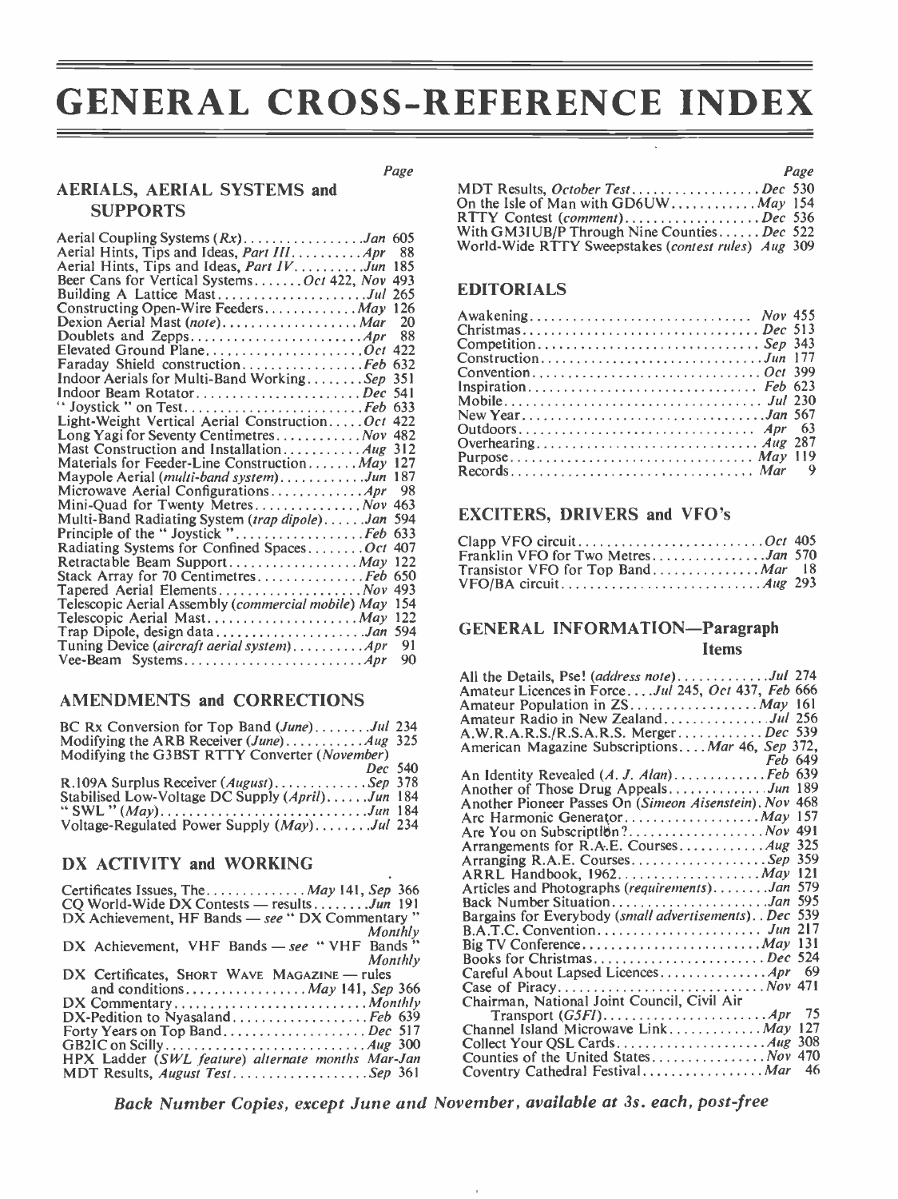# GENERAL CROSS-REFERENCE INDEX

## AERIALS, AERIAL SYSTEMS and SUPPORTS

| | Page |
|---|---|
| Aerial Coupling Systems (*Rx*)......*Jan* | 605 |
| Aerial Hints, Tips and Ideas, *Part III*......*Apr* | 88 |
| Aerial Hints, Tips and Ideas, *Part IV*......*Jun* | 185 |
| Beer Cans for Vertical Systems......*Oct* 422, *Nov* | 493 |
| Building A Lattice Mast......*Jul* | 265 |
| Constructing Open-Wire Feeders......*May* | 126 |
| Dexion Aerial Mast (*note*)......*Mar* | 20 |
| Doublets and Zepps......*Apr* | 88 |
| Elevated Ground Plane......*Oct* | 422 |
| Faraday Shield construction......*Feb* | 632 |
| Indoor Aerials for Multi-Band Working......*Sep* | 351 |
| Indoor Beam Rotator......*Dec* | 541 |
| " Joystick " on Test......*Feb* | 633 |
| Light-Weight Vertical Aerial Construction......*Oct* | 422 |
| Long Yagi for Seventy Centimetres......*Nov* | 482 |
| Mast Construction and Installation......*Aug* | 312 |
| Materials for Feeder-Line Construction......*May* | 127 |
| Maypole Aerial (*multi-band system*)......*Jun* | 187 |
| Microwave Aerial Configurations......*Apr* | 98 |
| Mini-Quad for Twenty Metres......*Nov* | 463 |
| Multi-Band Radiating System (*trap dipole*)......*Jan* | 594 |
| Principle of the " Joystick "......*Feb* | 633 |
| Radiating Systems for Confined Spaces......*Oct* | 407 |
| Retractable Beam Support......*May* | 122 |
| Stack Array for 70 Centimetres......*Feb* | 650 |
| Tapered Aerial Elements......*Nov* | 493 |
| Telescopic Aerial Assembly (*commercial mobile*) *May* | 154 |
| Telescopic Aerial Mast......*May* | 122 |
| Trap Dipole, design data......*Jan* | 594 |
| Tuning Device (*aircraft aerial system*)......*Apr* | 91 |
| Vee-Beam Systems......*Apr* | 90 |

## AMENDMENTS and CORRECTIONS

| | |
|---|---|
| BC Rx Conversion for Top Band (*June*)......*Jul* | 234 |
| Modifying the ARB Receiver (*June*)......*Aug* | 325 |
| Modifying the G3BST RTTY Converter (*November*) *Dec* | 540 |
| R.109A Surplus Receiver (*August*)......*Sep* | 378 |
| Stabilised Low-Voltage DC Supply (*April*)......*Jun* | 184 |
| " SWL " (*May*)......*Jun* | 184 |
| Voltage-Regulated Power Supply (*May*)......*Jul* | 234 |

## DX ACTIVITY and WORKING

| | |
|---|---|
| Certificates Issues, The......*May* 141, *Sep* | 366 |
| CQ World-Wide DX Contests — results......*Jun* | 191 |
| DX Achievement, HF Bands — *see* " DX Commentary " | *Monthly* |
| DX Achievement, VHF Bands — *see* " VHF Bands " | *Monthly* |
| DX Certificates, SHORT WAVE MAGAZINE — rules and conditions......*May* 141, *Sep* | 366 |
| DX Commentary...... | *Monthly* |
| DX-Pedition to Nyasaland......*Feb* | 639 |
| Forty Years on Top Band......*Dec* | 517 |
| GB2IC on Scilly......*Aug* | 300 |
| HPX Ladder (*SWL feature*) *alternate months* | *Mar-Jan* |
| MDT Results, *August Test*......*Sep* | 361 |
| MDT Results, *October Test*......*Dec* | 530 |
| On the Isle of Man with GD6UW......*May* | 154 |
| RTTY Contest (*comment*)......*Dec* | 536 |
| With GM3IUB/P Through Nine Counties......*Dec* | 522 |
| World-Wide RTTY Sweepstakes (*contest rules*) *Aug* | 309 |

## EDITORIALS

| | |
|---|---|
| Awakening......*Nov* | 455 |
| Christmas......*Dec* | 513 |
| Competition......*Sep* | 343 |
| Construction......*Jun* | 177 |
| Convention......*Oct* | 399 |
| Inspiration......*Feb* | 623 |
| Mobile......*Jul* | 230 |
| New Year......*Jan* | 567 |
| Outdoors......*Apr* | 63 |
| Overhearing......*Aug* | 287 |
| Purpose......*May* | 119 |
| Records......*Mar* | 9 |

## EXCITERS, DRIVERS and VFO's

| | |
|---|---|
| Clapp VFO circuit......*Oct* | 405 |
| Franklin VFO for Two Metres......*Jan* | 570 |
| Transistor VFO for Top Band......*Mar* | 18 |
| VFO/BA circuit......*Aug* | 293 |

## GENERAL INFORMATION—Paragraph Items

| | |
|---|---|
| All the Details, Pse! (*address note*)......*Jul* | 274 |
| Amateur Licences in Force......*Jul* 245, *Oct* 437, *Feb* | 666 |
| Amateur Population in ZS......*May* | 161 |
| Amateur Radio in New Zealand......*Jul* | 256 |
| A.W.R.A.R.S./R.S.A.R.S. Merger......*Dec* | 539 |
| American Magazine Subscriptions......*Mar* 46, *Sep* 372, *Feb* | 649 |
| An Identity Revealed (*A. J. Alan*)......*Feb* | 639 |
| Another of Those Drug Appeals......*Jun* | 189 |
| Another Pioneer Passes On (*Simeon Aisenstein*). *Nov* | 468 |
| Arc Harmonic Generator......*May* | 157 |
| Are You on Subscription?......*Nov* | 491 |
| Arrangements for R.A.E. Courses......*Aug* | 325 |
| Arranging R.A.E. Courses......*Sep* | 359 |
| ARRL Handbook, 1962......*May* | 121 |
| Articles and Photographs (*requirements*)......*Jan* | 579 |
| Back Number Situation......*Jan* | 595 |
| Bargains for Everybody (*small advertisements*). . *Dec* | 539 |
| B.A.T.C. Convention......*Jun* | 217 |
| Big TV Conference......*May* | 131 |
| Books for Christmas......*Dec* | 524 |
| Careful About Lapsed Licences......*Apr* | 69 |
| Case of Piracy......*Nov* | 471 |
| Chairman, National Joint Council, Civil Air Transport (*G5FI*)......*Apr* | 75 |
| Channel Island Microwave Link......*May* | 127 |
| Collect Your QSL Cards......*Aug* | 308 |
| Counties of the United States......*Nov* | 470 |
| Coventry Cathedral Festival......*Mar* | 46 |

***Back Number Copies, except June and November, available at 3s. each, post-free***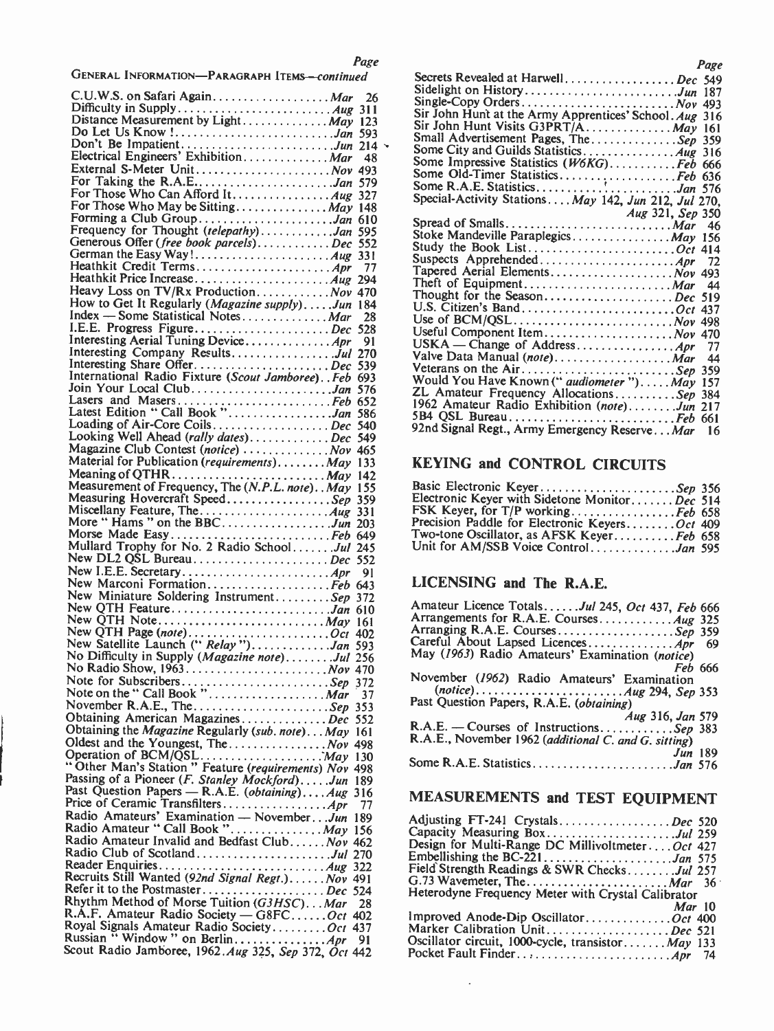GENERAL INFORMATION—PARAGRAPH ITEMS—*continued*

| | Page |
|---|---|
| C.U.W.S. on Safari Again . . . . . *Mar* | 26 |
| Difficulty in Supply . . . . . *Aug* | 311 |
| Distance Measurement by Light . . . . . *May* | 123 |
| Do Let Us Know ! . . . . . *Jan* | 593 |
| Don't Be Impatient . . . . . *Jun* | 214 |
| Electrical Engineers' Exhibition . . . . . *Mar* | 48 |
| External S-Meter Unit . . . . . *Nov* | 493 |
| For Taking the R.A.E. . . . . . *Jan* | 579 |
| For Those Who Can Afford It . . . . . *Aug* | 327 |
| For Those Who May be Sitting . . . . . *May* | 148 |
| Forming a Club Group . . . . . *Jan* | 610 |
| Frequency for Thought (*telepathy*) . . . . . *Jan* | 595 |
| Generous Offer (*free book parcels*) . . . . . *Dec* | 552 |
| German the Easy Way! . . . . . *Aug* | 331 |
| Heathkit Credit Terms . . . . . *Apr* | 77 |
| Heathkit Price Increase . . . . . *Aug* | 294 |
| Heavy Loss on TV/Rx Production . . . . . *Nov* | 470 |
| How to Get It Regularly (*Magazine supply*) . . . . . *Jun* | 184 |
| Index — Some Statistical Notes . . . . . *Mar* | 28 |
| I.E.E. Progress Figure . . . . . *Dec* | 528 |
| Interesting Aerial Tuning Device . . . . . *Apr* | 91 |
| Interesting Company Results . . . . . *Jul* | 270 |
| Interesting Share Offer . . . . . *Dec* | 539 |
| International Radio Fixture (*Scout Jamboree*) . . *Feb* | 693 |
| Join Your Local Club . . . . . *Jan* | 576 |
| Lasers and Masers . . . . . *Feb* | 652 |
| Latest Edition " Call Book " . . . . . *Jan* | 586 |
| Loading of Air-Core Coils . . . . . *Dec* | 540 |
| Looking Well Ahead (*rally dates*) . . . . . *Dec* | 549 |
| Magazine Club Contest (*notice*) . . . . . *Nov* | 465 |
| Material for Publication (*requirements*) . . . . . *May* | 133 |
| Meaning of QTHR . . . . . *May* | 142 |
| Measurement of Frequency, The (*N.P.L. note*) . . *May* | 155 |
| Measuring Hovercraft Speed . . . . . *Sep* | 359 |
| Miscellany Feature, The . . . . . *Aug* | 331 |
| More " Hams " on the BBC . . . . . *Jun* | 203 |
| Morse Made Easy . . . . . *Feb* | 649 |
| Mullard Trophy for No. 2 Radio School . . . . . *Jul* | 245 |
| New DL2 QSL Bureau . . . . . *Dec* | 552 |
| New I.E.E. Secretary . . . . . *Apr* | 91 |
| New Marconi Formation . . . . . *Feb* | 643 |
| New Miniature Soldering Instrument . . . . . *Sep* | 372 |
| New QTH Feature . . . . . *Jan* | 610 |
| New QTH Note . . . . . *May* | 161 |
| New QTH Page (*note*) . . . . . *Oct* | 402 |
| New Satellite Launch (" *Relay* ") . . . . . *Jan* | 593 |
| No Difficulty in Supply (*Magazine note*) . . . . . *Jul* | 256 |
| No Radio Show, 1963 . . . . . *Nov* | 470 |
| Note for Subscribers . . . . . *Sep* | 372 |
| Note on the " Call Book " . . . . . *Mar* | 37 |
| November R.A.E., The . . . . . *Sep* | 353 |
| Obtaining American Magazines . . . . . *Dec* | 552 |
| Obtaining the *Magazine* Regularly (*sub. note*) . . . *May* | 161 |
| Oldest and the Youngest, The . . . . . *Nov* | 498 |
| Operation of BCM/QSL . . . . . *May* | 130 |
| " Other Man's Station " Feature (*requirements*) *Nov* | 498 |
| Passing of a Pioneer (*F. Stanley Mockford*) . . . . . *Jun* | 189 |
| Past Question Papers — R.A.E. (*obtaining*) . . . . *Aug* | 316 |
| Price of Ceramic Transfilters . . . . . *Apr* | 77 |
| Radio Amateurs' Examination — November . . . *Jun* | 189 |
| Radio Amateur " Call Book " . . . . . *May* | 156 |
| Radio Amateur Invalid and Bedfast Club . . . . . *Nov* | 462 |
| Radio Club of Scotland . . . . . *Jul* | 270 |
| Reader Enquiries . . . . . *Aug* | 322 |
| Recruits Still Wanted (*92nd Signal Regt.*) . . . . . *Nov* | 491 |
| Refer it to the Postmaster . . . . . *Dec* | 524 |
| Rhythm Method of Morse Tuition (*G3HSC*) . . . *Mar* | 28 |
| R.A.F. Amateur Radio Society — G8FC . . . . . *Oct* | 402 |
| Royal Signals Amateur Radio Society . . . . . *Oct* | 437 |
| Russian " Window " on Berlin . . . . . *Apr* | 91 |
| Scout Radio Jamboree, 1962 . *Aug* 325, *Sep* 372, *Oct* | 442 |
| Secrets Revealed at Harwell . . . . . *Dec* | 549 |
| Sidelight on History . . . . . *Jun* | 187 |
| Single-Copy Orders . . . . . *Nov* | 493 |
| Sir John Hunt at the Army Apprentices' School . *Aug* | 316 |
| Sir John Hunt Visits G3PRT/A . . . . . *May* | 161 |
| Small Advertisement Pages, The . . . . . *Sep* | 359 |
| Some City and Guilds Statistics . . . . . *Aug* | 316 |
| Some Impressive Statistics (*W6KG*) . . . . . *Feb* | 666 |
| Some Old-Timer Statistics . . . . . *Feb* | 636 |
| Some R.A.E. Statistics . . . . . *Jan* | 576 |
| Special-Activity Stations . . . . *May* 142, *Jun* 212, *Jul* 270, *Aug* 321, *Sep* | 350 |
| Spread of Smalls . . . . . *Mar* | 46 |
| Stoke Mandeville Paraplegics . . . . . *May* | 156 |
| Study the Book List . . . . . *Oct* | 414 |
| Suspects Apprehended . . . . . *Apr* | 72 |
| Tapered Aerial Elements . . . . . *Nov* | 493 |
| Theft of Equipment . . . . . *Mar* | 44 |
| Thought for the Season . . . . . *Dec* | 519 |
| U.S. Citizen's Band . . . . . *Oct* | 437 |
| Use of BCM/QSL . . . . . *Nov* | 498 |
| Useful Component Item . . . . . *Nov* | 470 |
| USKA — Change of Address . . . . . *Apr* | 77 |
| Valve Data Manual (*note*) . . . . . *Mar* | 44 |
| Veterans on the Air . . . . . *Sep* | 359 |
| Would You Have Known (" *audiometer* ") . . . . . *May* | 157 |
| ZL Amateur Frequency Allocations . . . . . *Sep* | 384 |
| 1962 Amateur Radio Exhibition (*note*) . . . . . *Jun* | 217 |
| 5B4 QSL Bureau . . . . . *Feb* | 661 |
| 92nd Signal Regt., Army Emergency Reserve . . . *Mar* | 16 |

## KEYING and CONTROL CIRCUITS

| | |
|---|---|
| Basic Electronic Keyer . . . . . *Sep* | 356 |
| Electronic Keyer with Sidetone Monitor . . . . . *Dec* | 514 |
| FSK Keyer, for T/P working . . . . . *Feb* | 658 |
| Precision Paddle for Electronic Keyers . . . . . *Oct* | 409 |
| Two-tone Oscillator, as AFSK Keyer . . . . . *Feb* | 658 |
| Unit for AM/SSB Voice Control . . . . . *Jan* | 595 |

## LICENSING and The R.A.E.

| | |
|---|---|
| Amateur Licence Totals . . . . . *Jul* 245, *Oct* 437, *Feb* | 666 |
| Arrangements for R.A.E. Courses . . . . . *Aug* | 325 |
| Arranging R.A.E. Courses . . . . . *Sep* | 359 |
| Careful About Lapsed Licences . . . . . *Apr* | 69 |
| May (*1963*) Radio Amateurs' Examination (*notice*) *Feb* | 666 |
| November (*1962*) Radio Amateurs' Examination (*notice*) . . . . . *Aug* 294, *Sep* | 353 |
| Past Question Papers, R.A.E. (*obtaining*) *Aug* 316, *Jan* | 579 |
| R.A.E. — Courses of Instructions . . . . . *Sep* | 383 |
| R.A.E., November 1962 (*additional C. and G. sitting*) *Jun* | 189 |
| Some R.A.E. Statistics . . . . . *Jan* | 576 |

## MEASUREMENTS and TEST EQUIPMENT

| | |
|---|---|
| Adjusting FT-241 Crystals . . . . . *Dec* | 520 |
| Capacity Measuring Box . . . . . *Jul* | 259 |
| Design for Multi-Range DC Millivoltmeter . . . . *Oct* | 427 |
| Embellishing the BC-221 . . . . . *Jan* | 575 |
| Field Strength Readings & SWR Checks . . . . . *Jul* | 257 |
| G.73 Wavemeter, The . . . . . *Mar* | 36 |
| Heterodyne Frequency Meter with Crystal Calibrator *Mar* | 10 |
| Improved Anode-Dip Oscillator . . . . . *Oct* | 400 |
| Marker Calibration Unit . . . . . *Dec* | 521 |
| Oscillator circuit, 1000-cycle, transistor . . . . . *May* | 133 |
| Pocket Fault Finder . . . . . *Apr* | 74 |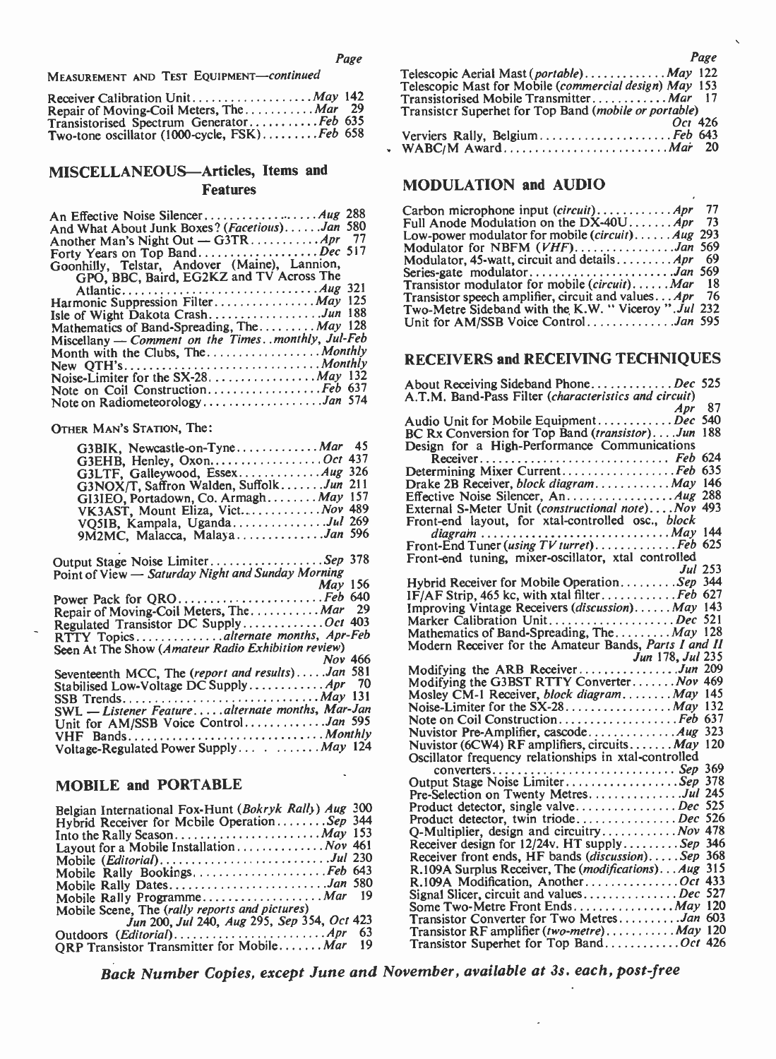MEASUREMENT AND TEST EQUIPMENT—*continued*

| | Page |
|---|---|
| Receiver Calibration Unit | *May* 142 |
| Repair of Moving-Coil Meters, The | *Mar* 29 |
| Transistorised Spectrum Generator | *Feb* 635 |
| Two-tone oscillator (1000-cycle, FSK) | *Feb* 658 |

## MISCELLANEOUS—Articles, Items and Features

| | |
|---|---|
| An Effective Noise Silencer | *Aug* 288 |
| And What About Junk Boxes? (*Facetious*) | *Jan* 580 |
| Another Man's Night Out — G3TR | *Apr* 77 |
| Forty Years on Top Band | *Dec* 517 |
| Goonhilly, Telstar, Andover (Maine), Lannion, GPO, BBC, Baird, EG2KZ and TV Across The Atlantic | *Aug* 321 |
| Harmonic Suppression Filter | *May* 125 |
| Isle of Wight Dakota Crash | *Jun* 188 |
| Mathematics of Band-Spreading, The | *May* 128 |
| Miscellany — *Comment on the Times..monthly, Jul-Feb* | |
| Month with the Clubs, The | *Monthly* |
| New QTH's | *Monthly* |
| Noise-Limiter for the SX-28 | *May* 132 |
| Note on Coil Construction | *Feb* 637 |
| Note on Radiometeorology | *Jan* 574 |

OTHER MAN'S STATION, The:

| | |
|---|---|
| G3BIK, Newcastle-on-Tyne | *Mar* 45 |
| G3EHB, Henley, Oxon | *Oct* 437 |
| G3LTF, Galleywood, Essex | *Aug* 326 |
| G3NOX/T, Saffron Walden, Suffolk | *Jun* 211 |
| GI3IEO, Portadown, Co. Armagh | *May* 157 |
| VK3AST, Mount Eliza, Vict | *Nov* 489 |
| VQ5IB, Kampala, Uganda | *Jul* 269 |
| 9M2MC, Malacca, Malaya | *Jan* 596 |

| | |
|---|---|
| Output Stage Noise Limiter | *Sep* 378 |
| Point of View — *Saturday Night and Sunday Morning* | *May* 156 |
| Power Pack for QRO | *Feb* 640 |
| Repair of Moving-Coil Meters, The | *Mar* 29 |
| Regulated Transistor DC Supply | *Oct* 403 |
| RTTY Topics | *alternate months, Apr-Feb* |
| Seen At The Show (*Amateur Radio Exhibition review*) | *Nov* 466 |
| Seventeenth MCC, The (*report and results*) | *Jan* 581 |
| Stabilised Low-Voltage DC Supply | *Apr* 70 |
| SSB Trends | *May* 131 |
| SWL — *Listener Feature.....alternate months, Mar-Jan* | |
| Unit for AM/SSB Voice Control | *Jan* 595 |
| VHF Bands | *Monthly* |
| Voltage-Regulated Power Supply | *May* 124 |

## MOBILE and PORTABLE

| | |
|---|---|
| Belgian International Fox-Hunt (*Bokryk Rally*) | *Aug* 300 |
| Hybrid Receiver for Mobile Operation | *Sep* 344 |
| Into the Rally Season | *May* 153 |
| Layout for a Mobile Installation | *Nov* 461 |
| Mobile (*Editorial*) | *Jul* 230 |
| Mobile Rally Bookings | *Feb* 643 |
| Mobile Rally Dates | *Jan* 580 |
| Mobile Rally Programme | *Mar* 19 |
| Mobile Scene, The (*rally reports and pictures*) | *Jun* 200, *Jul* 240, *Aug* 295, *Sep* 354, *Oct* 423 |
| Outdoors (*Editorial*) | *Apr* 63 |
| QRP Transistor Transmitter for Mobile | *Mar* 19 |
| Telescopic Aerial Mast (*portable*) | *May* 122 |
| Telescopic Mast for Mobile (*commercial design*) | *May* 153 |
| Transistorised Mobile Transmitter | *Mar* 17 |
| Transistor Superhet for Top Band (*mobile or portable*) | *Oct* 426 |
| Verviers Rally, Belgium | *Feb* 643 |
| WABC/M Award | *Mar* 20 |

## MODULATION and AUDIO

| | |
|---|---|
| Carbon microphone input (*circuit*) | *Apr* 77 |
| Full Anode Modulation on the DX-40U | *Apr* 73 |
| Low-power modulator for mobile (*circuit*) | *Aug* 293 |
| Modulator for NBFM (*VHF*) | *Jan* 569 |
| Modulator, 45-watt, circuit and details | *Apr* 69 |
| Series-gate modulator | *Jan* 569 |
| Transistor modulator for mobile (*circuit*) | *Mar* 18 |
| Transistor speech amplifier, circuit and values | *Apr* 76 |
| Two-Metre Sideband with the K.W. "Viceroy" | *Jul* 232 |
| Unit for AM/SSB Voice Control | *Jan* 595 |

## RECEIVERS and RECEIVING TECHNIQUES

| | |
|---|---|
| About Receiving Sideband Phone | *Dec* 525 |
| A.T.M. Band-Pass Filter (*characteristics and circuit*) | *Apr* 87 |
| Audio Unit for Mobile Equipment | *Dec* 540 |
| BC Rx Conversion for Top Band (*transistor*) | *Jun* 188 |
| Design for a High-Performance Communications Receiver | *Feb* 624 |
| Determining Mixer Current | *Feb* 635 |
| Drake 2B Receiver, *block diagram* | *May* 146 |
| Effective Noise Silencer, An | *Aug* 288 |
| External S-Meter Unit (*constructional note*) | *Nov* 493 |
| Front-end layout, for xtal-controlled osc., *block diagram* | *May* 144 |
| Front-End Tuner (*using TV turret*) | *Feb* 625 |
| Front-end tuning, mixer-oscillator, xtal controlled | *Jul* 253 |
| Hybrid Receiver for Mobile Operation | *Sep* 344 |
| IF/AF Strip, 465 kc, with xtal filter | *Feb* 627 |
| Improving Vintage Receivers (*discussion*) | *May* 143 |
| Marker Calibration Unit | *Dec* 521 |
| Mathematics of Band-Spreading, The | *May* 128 |
| Modern Receiver for the Amateur Bands, *Parts I and II* | *Jun* 178, *Jul* 235 |
| Modifying the ARB Receiver | *Jun* 209 |
| Modifying the G3BST RTTY Converter | *Nov* 469 |
| Mosley CM-1 Receiver, *block diagram* | *May* 145 |
| Noise-Limiter for the SX-28 | *May* 132 |
| Note on Coil Construction | *Feb* 637 |
| Nuvistor Pre-Amplifier, cascode | *Aug* 323 |
| Nuvistor (6CW4) RF amplifiers, circuits | *May* 120 |
| Oscillator frequency relationships in xtal-controlled converters | *Sep* 369 |
| Output Stage Noise Limiter | *Sep* 378 |
| Pre-Selection on Twenty Metres | *Jul* 245 |
| Product detector, single valve | *Dec* 525 |
| Product detector, twin triode | *Dec* 526 |
| Q-Multiplier, design and circuitry | *Nov* 478 |
| Receiver design for 12/24v. HT supply | *Sep* 346 |
| Receiver front ends, HF bands (*discussion*) | *Sep* 368 |
| R.109A Surplus Receiver, The (*modifications*) | *Aug* 315 |
| R.109A Modification, Another | *Oct* 433 |
| Signal Slicer, circuit and values | *Dec* 527 |
| Some Two-Metre Front Ends | *May* 120 |
| Transistor Converter for Two Metres | *Jan* 603 |
| Transistor RF amplifier (*two-metre*) | *May* 120 |
| Transistor Superhet for Top Band | *Oct* 426 |

***Back Number Copies, except June and November, available at 3s. each, post-free***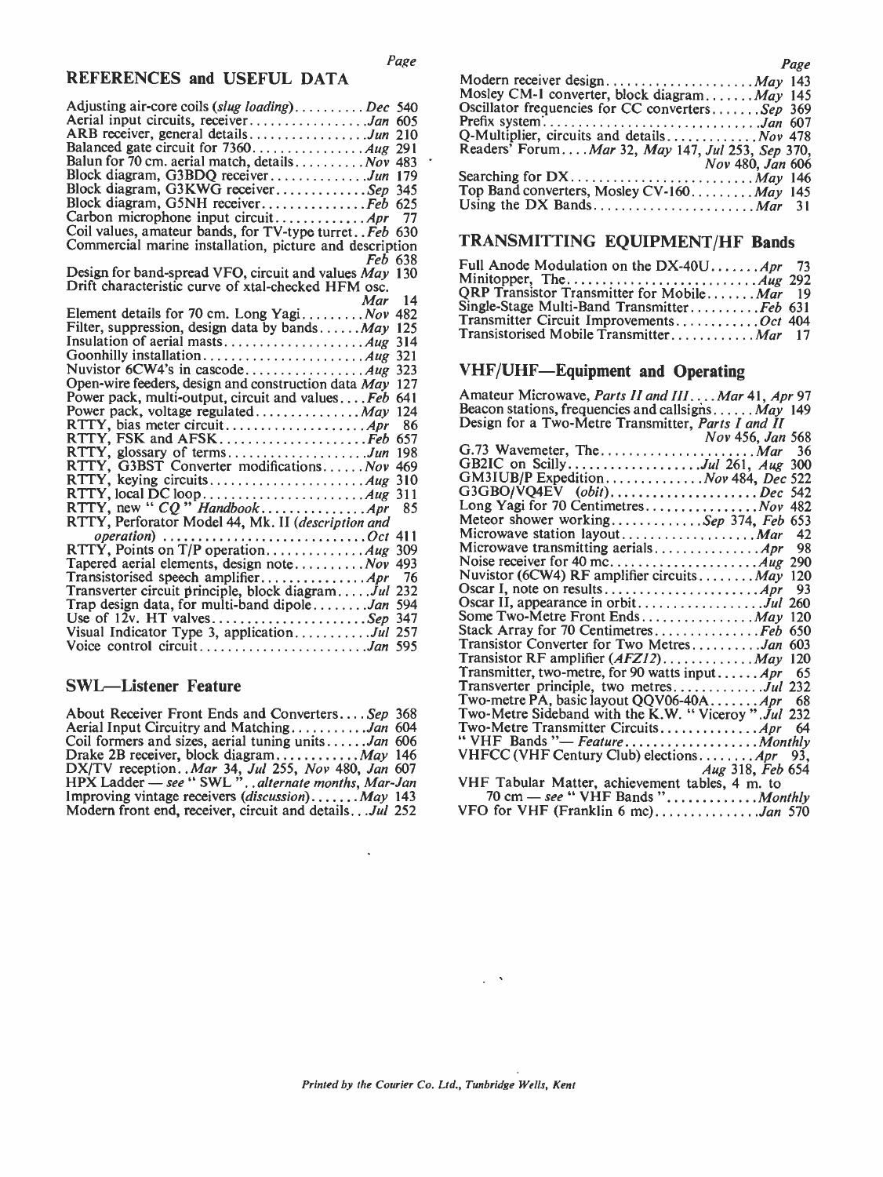## REFERENCES and USEFUL DATA

Page

Adjusting air-core coils (*slug loading*)..........*Dec* 540
Aerial input circuits, receiver..................*Jan* 605
ARB receiver, general details.................*Jun* 210
Balanced gate circuit for 7360................*Aug* 291
Balun for 70 cm. aerial match, details..........*Nov* 483
Block diagram, G3BDQ receiver..............*Jun* 179
Block diagram, G3KWG receiver.............*Sep* 345
Block diagram, G5NH receiver...............*Feb* 625
Carbon microphone input circuit.............*Apr* 77
Coil values, amateur bands, for TV-type turret..*Feb* 630
Commercial marine installation, picture and description *Feb* 638
Design for band-spread VFO, circuit and values *May* 130
Drift characteristic curve of xtal-checked HFM osc. *Mar* 14
Element details for 70 cm. Long Yagi.........*Nov* 482
Filter, suppression, design data by bands......*May* 125
Insulation of aerial masts....................*Aug* 314
Goonhilly installation........................*Aug* 321
Nuvistor 6CW4's in cascode..................*Aug* 323
Open-wire feeders, design and construction data *May* 127
Power pack, multi-output, circuit and values....*Feb* 641
Power pack, voltage regulated...............*May* 124
RTTY, bias meter circuit.....................*Apr* 86
RTTY, FSK and AFSK.........................*Feb* 657
RTTY, glossary of terms....................*Jun* 198
RTTY, G3BST Converter modifications......*Nov* 469
RTTY, keying circuits.......................*Aug* 310
RTTY, local DC loop........................*Aug* 311
RTTY, new " *CQ* " *Handbook*...............*Apr* 85
RTTY, Perforator Model 44, Mk. II (*description and operation*) ..............................*Oct* 411
RTTY, Points on T/P operation..............*Aug* 309
Tapered aerial elements, design note..........*Nov* 493
Transistorised speech amplifier...............*Apr* 76
Transverter circuit principle, block diagram.....*Jul* 232
Trap design data, for multi-band dipole........*Jan* 594
Use of 12v. HT valves.......................*Sep* 347
Visual Indicator Type 3, application...........*Jul* 257
Voice control circuit........................*Jan* 595

## SWL—Listener Feature

About Receiver Front Ends and Converters....*Sep* 368
Aerial Input Circuitry and Matching...........*Jan* 604
Coil formers and sizes, aerial tuning units......*Jan* 606
Drake 2B receiver, block diagram............*May* 146
DX/TV reception..*Mar* 34, *Jul* 255, *Nov* 480, *Jan* 607
HPX Ladder — *see* " SWL "..*alternate months, Mar-Jan*
Improving vintage receivers (*discussion*).......*May* 143
Modern front end, receiver, circuit and details...*Jul* 252
Modern receiver design.....................*May* 143
Mosley CM-1 converter, block diagram.......*May* 145
Oscillator frequencies for CC converters.......*Sep* 369
Prefix system...............................*Jan* 607
Q-Multiplier, circuits and details.............*Nov* 478
Readers' Forum....*Mar* 32, *May* 147, *Jul* 253, *Sep* 370, *Nov* 480, *Jan* 606
Searching for DX...........................*May* 146
Top Band converters, Mosley CV-160.........*May* 145
Using the DX Bands........................*Mar* 31

## TRANSMITTING EQUIPMENT/HF Bands

Full Anode Modulation on the DX-40U.......*Apr* 73
Minitopper, The............................*Aug* 292
QRP Transistor Transmitter for Mobile........*Mar* 19
Single-Stage Multi-Band Transmitter..........*Feb* 631
Transmitter Circuit Improvements............*Oct* 404
Transistorised Mobile Transmitter............*Mar* 17

## VHF/UHF—Equipment and Operating

Amateur Microwave, *Parts II and III*....*Mar* 41, *Apr* 97
Beacon stations, frequencies and callsigns......*May* 149
Design for a Two-Metre Transmitter, *Parts I and II* *Nov* 456, *Jan* 568
G.73 Wavemeter, The.......................*Mar* 36
GB2IC on Scilly...................*Jul* 261, *Aug* 300
GM3IUB/P Expedition..............*Nov* 484, *Dec* 522
G3GBO/VQ4EV (*obit*).....................*Dec* 542
Long Yagi for 70 Centimetres................*Nov* 482
Meteor shower working.............*Sep* 374, *Feb* 653
Microwave station layout...................*Mar* 42
Microwave transmitting aerials...............*Apr* 98
Noise receiver for 40 mc.....................*Aug* 290
Nuvistor (6CW4) RF amplifier circuits........*May* 120
Oscar I, note on results......................*Apr* 93
Oscar II, appearance in orbit.................*Jul* 260
Some Two-Metre Front Ends................*May* 120
Stack Array for 70 Centimetres...............*Feb* 650
Transistor Converter for Two Metres..........*Jan* 603
Transistor RF amplifier (*AFZ12*).............*May* 120
Transmitter, two-metre, for 90 watts input......*Apr* 65
Transverter principle, two metres.............*Jul* 232
Two-metre PA, basic layout QQV06-40A.......*Apr* 68
Two-Metre Sideband with the K.W. " Viceroy ".*Jul* 232
Two-Metre Transmitter Circuits..............*Apr* 64
" VHF Bands "— *Feature*...................*Monthly*
VHFCC (VHF Century Club) elections........*Apr* 93, *Aug* 318, *Feb* 654
VHF Tabular Matter, achievement tables, 4 m. to 70 cm — *see* " VHF Bands "............*Monthly*
VFO for VHF (Franklin 6 mc)...............*Jan* 570

*Printed by the Courier Co. Ltd., Tunbridge Wells, Kent*